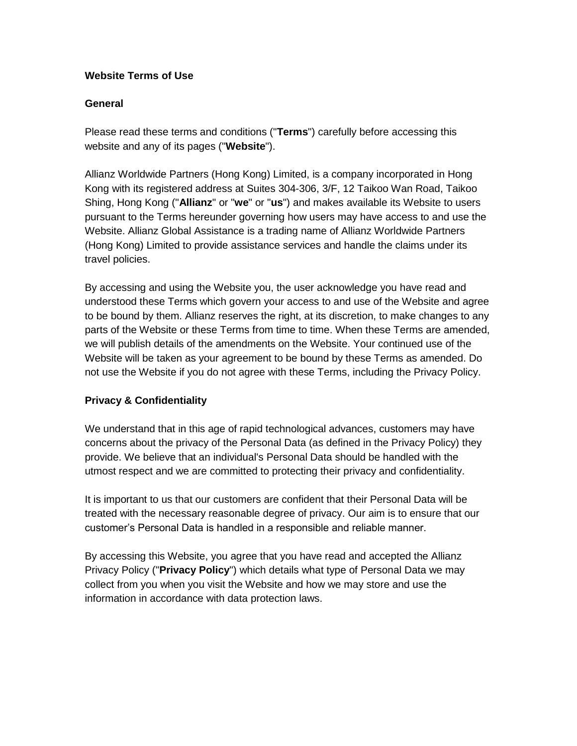# Website Terms of Use

## General

Please read these terms and conditions ("**Terms**") carefully before accessing this website and any of its pages ("**Website**").

Allianz Worldwide Partners (Hong Kong) Limited, is a company incorporated in Hong Kong with its registered address at Suites 304-306, 3/F, 12 Taikoo Wan Road, Taikoo Shing, Hong Kong ("**Allianz**" or "**we**" or "**us**") and makes available its Website to users pursuant to the Terms hereunder governing how users may have access to and use the Website. Allianz Global Assistance is a trading name of Allianz Worldwide Partners (Hong Kong) Limited to provide assistance services and handle the claims under its travel policies.

By accessing and using the Website you, the user acknowledge you have read and understood these Terms which govern your access to and use of the Website and agree to be bound by them. Allianz reserves the right, at its discretion, to make changes to any parts of the Website or these Terms from time to time. When these Terms are amended, we will publish details of the amendments on the Website. Your continued use of the Website will be taken as your agreement to be bound by these Terms as amended. Do not use the Website if you do not agree with these Terms, including the Privacy Policy.

## Privacy & Confidentiality

We understand that in this age of rapid technological advances, customers may have concerns about the privacy of the Personal Data (as defined in the Privacy Policy) they provide. We believe that an individual's Personal Data should be handled with the utmost respect and we are committed to protecting their privacy and confidentiality.

It is important to us that our customers are confident that their Personal Data will be treated with the necessary reasonable degree of privacy. Our aim is to ensure that our customer's Personal Data is handled in a responsible and reliable manner.

By accessing this Website, you agree that you have read and accepted the Allianz Privacy Policy ("**Privacy Policy**") which details what type of Personal Data we may collect from you when you visit the Website and how we may store and use the information in accordance with data protection laws.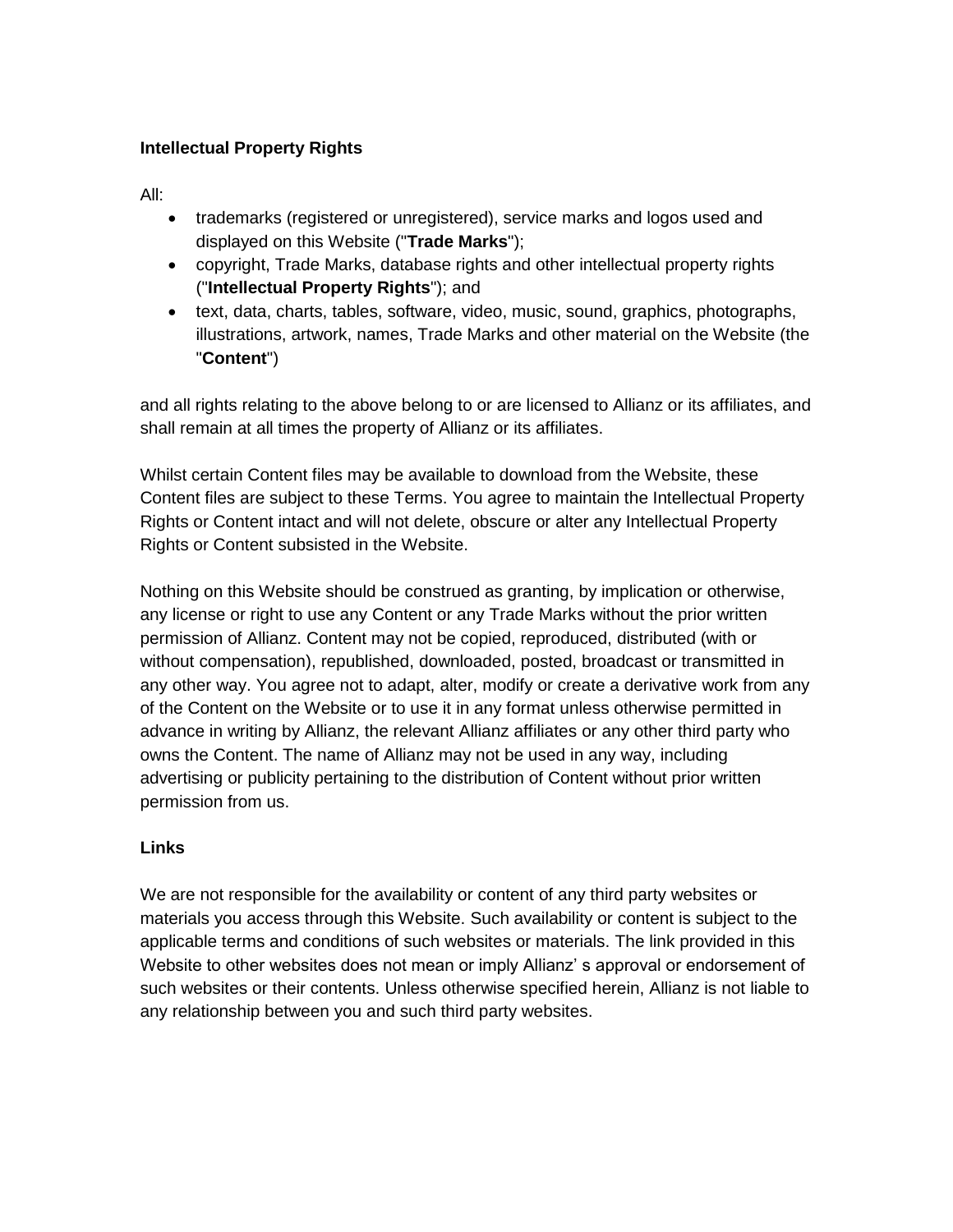**Intellectual Property Rights**

All:

- trademarks (registered or unregistered), service marks and logos used and displayed on this Website ("**Trade Marks**");
- copyright, Trade Marks, database rights and other intellectual property rights ("**Intellectual Property Rights**"); and
- text, data, charts, tables, software, video, music, sound, graphics, photographs, illustrations, artwork, names, Trade Marks and other material on the Website (the "**Content**")

and all rights relating to the above belong to or are licensed to Allianz or its affiliates, and shall remain at all times the property of Allianz or its affiliates.

Whilst certain Content files may be available to download from the Website, these Content files are subject to these Terms. You agree to maintain the Intellectual Property Rights or Content intact and will not delete, obscure or alter any Intellectual Property Rights or Content subsisted in the Website.

Nothing on this Website should be construed as granting, by implication or otherwise, any license or right to use any Content or any Trade Marks without the prior written permission of Allianz. Content may not be copied, reproduced, distributed (with or without compensation), republished, downloaded, posted, broadcast or transmitted in any other way. You agree not to adapt, alter, modify or create a derivative work from any of the Content on the Website or to use it in any format unless otherwise permitted in advance in writing by Allianz, the relevant Allianz affiliates or any other third party who owns the Content. The name of Allianz may not be used in any way, including advertising or publicity pertaining to the distribution of Content without prior written permission from us.

**Links**

We are not responsible for the availability or content of any third party websites or materials you access through this Website. Such availability or content is subject to the applicable terms and conditions of such websites or materials. The link provided in this Website to other websites does not mean or imply Allianz' s approval or endorsement of such websites or their contents. Unless otherwise specified herein, Allianz is not liable to any relationship between you and such third party websites.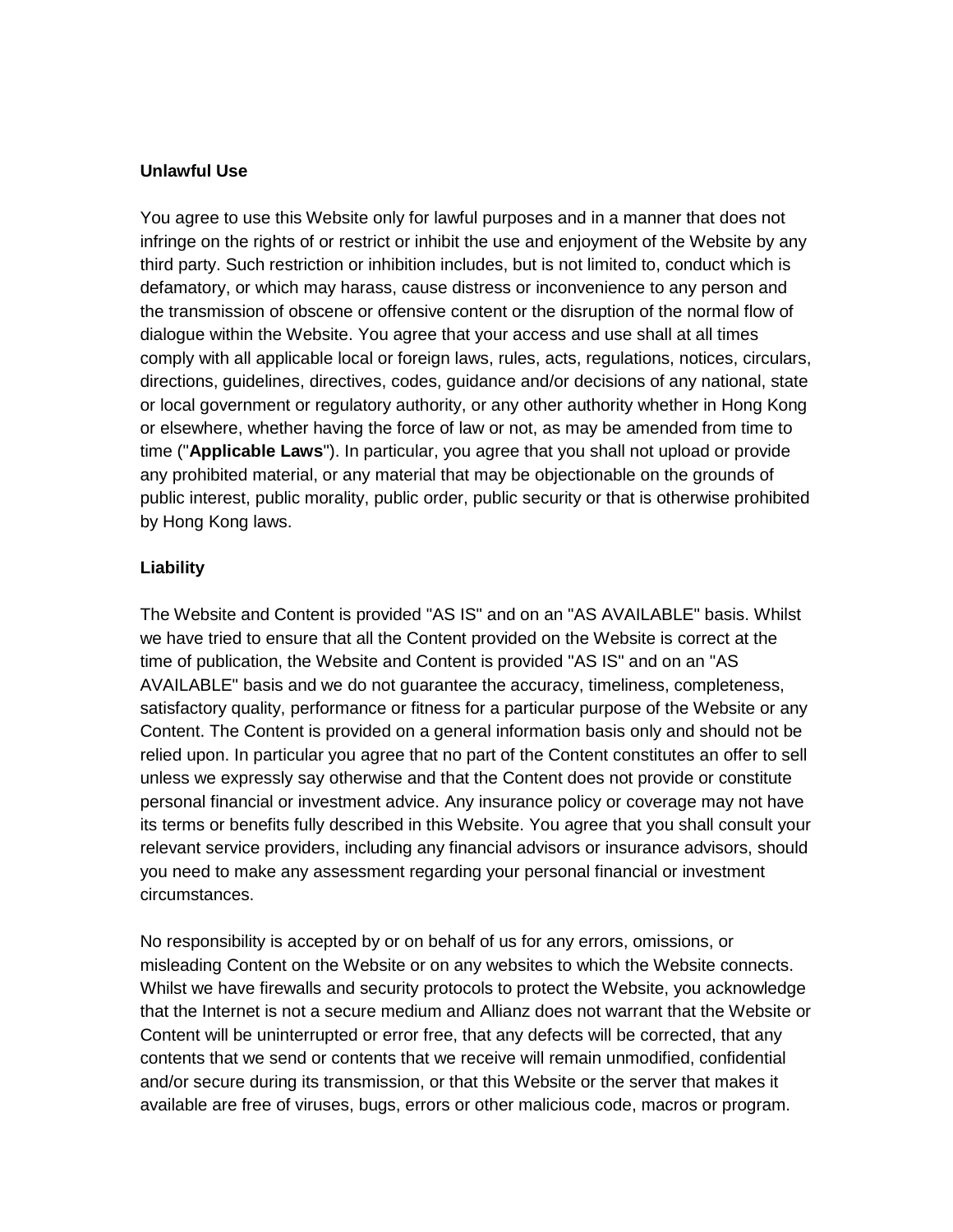**Unlawful Use**

You agree to use this Website only for lawful purposes and in a manner that does not infringe on the rights of or restrict or inhibit the use and enjoyment of the Website by any third party. Such restriction or inhibition includes, but is not limited to, conduct which is defamatory, or which may harass, cause distress or inconvenience to any person and the transmission of obscene or offensive content or the disruption of the normal flow of dialogue within the Website. You agree that your access and use shall at all times comply with all applicable local or foreign laws, rules, acts, regulations, notices, circulars, directions, guidelines, directives, codes, guidance and/or decisions of any national, state or local government or regulatory authority, or any other authority whether in Hong Kong or elsewhere, whether having the force of law or not, as may be amended from time to time ("**Applicable Laws**"). In particular, you agree that you shall not upload or provide any prohibited material, or any material that may be objectionable on the grounds of public interest, public morality, public order, public security or that is otherwise prohibited by Hong Kong laws.

**Liability**

The Website and Content is provided "AS IS" and on an "AS AVAILABLE" basis. Whilst we have tried to ensure that all the Content provided on the Website is correct at the time of publication, the Website and Content is provided "AS IS" and on an "AS AVAILABLE" basis and we do not guarantee the accuracy, timeliness, completeness, satisfactory quality, performance or fitness for a particular purpose of the Website or any Content. The Content is provided on a general information basis only and should not be relied upon. In particular you agree that no part of the Content constitutes an offer to sell unless we expressly say otherwise and that the Content does not provide or constitute personal financial or investment advice. Any insurance policy or coverage may not have its terms or benefits fully described in this Website. You agree that you shall consult your relevant service providers, including any financial advisors or insurance advisors, should you need to make any assessment regarding your personal financial or investment circumstances.

No responsibility is accepted by or on behalf of us for any errors, omissions, or misleading Content on the Website or on any websites to which the Website connects. Whilst we have firewalls and security protocols to protect the Website, you acknowledge that the Internet is not a secure medium and Allianz does not warrant that the Website or Content will be uninterrupted or error free, that any defects will be corrected, that any contents that we send or contents that we receive will remain unmodified, confidential and/or secure during its transmission, or that this Website or the server that makes it available are free of viruses, bugs, errors or other malicious code, macros or program.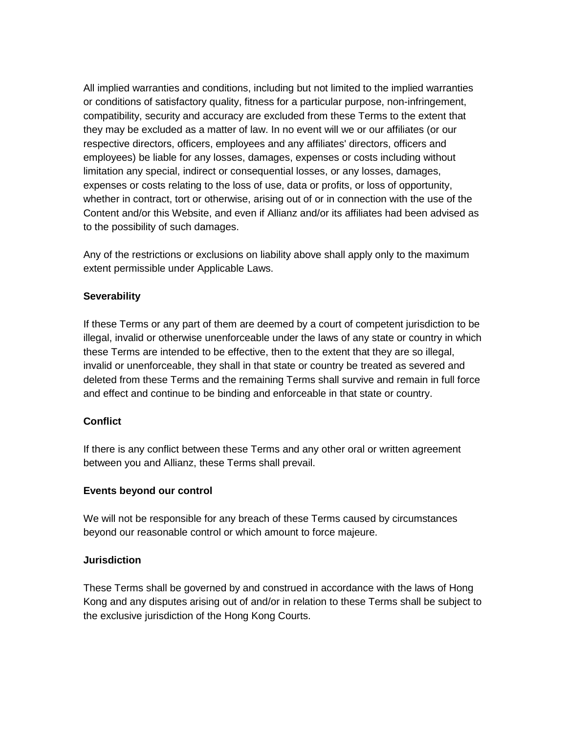All implied warranties and conditions, including but not limited to the implied warranties or conditions of satisfactory quality, fitness for a particular purpose, non-infringement, compatibility, security and accuracy are excluded from these Terms to the extent that they may be excluded as a matter of law. In no event will we or our affiliates (or our respective directors, officers, employees and any affiliates' directors, officers and employees) be liable for any losses, damages, expenses or costs including without limitation any special, indirect or consequential losses, or any losses, damages, expenses or costs relating to the loss of use, data or profits, or loss of opportunity, whether in contract, tort or otherwise, arising out of or in connection with the use of the Content and/or this Website, and even if Allianz and/or its affiliates had been advised as to the possibility of such damages.

Any of the restrictions or exclusions on liability above shall apply only to the maximum extent permissible under Applicable Laws.

**Severability**

If these Terms or any part of them are deemed by a court of competent jurisdiction to be illegal, invalid or otherwise unenforceable under the laws of any state or country in which these Terms are intended to be effective, then to the extent that they are so illegal, invalid or unenforceable, they shall in that state or country be treated as severed and deleted from these Terms and the remaining Terms shall survive and remain in full force and effect and continue to be binding and enforceable in that state or country.

**Conflict**

If there is any conflict between these Terms and any other oral or written agreement between you and Allianz, these Terms shall prevail.

**Events beyond our control**

We will not be responsible for any breach of these Terms caused by circumstances beyond our reasonable control or which amount to force majeure.

**Jurisdiction**

These Terms shall be governed by and construed in accordance with the laws of Hong Kong and any disputes arising out of and/or in relation to these Terms shall be subject to the exclusive jurisdiction of the Hong Kong Courts.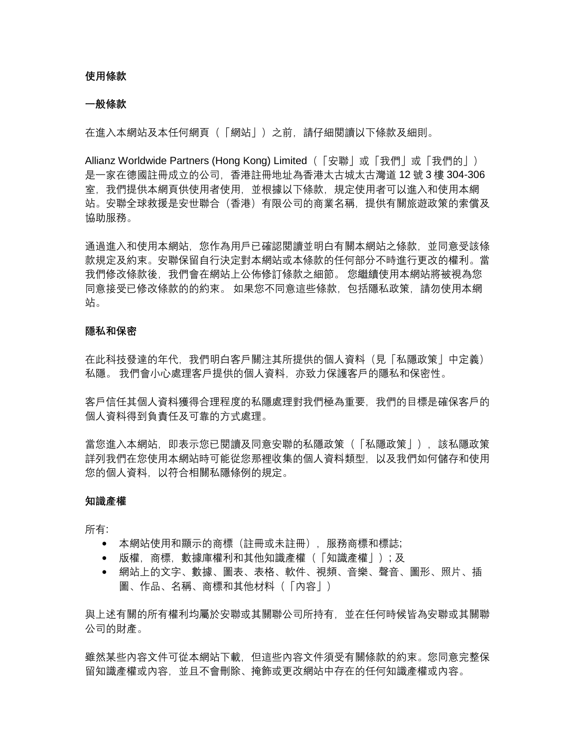**使用條款**

**一般條款**

在進入本網站及本任何網頁（「網站」）之前，請仔細閱讀以下條款及細則。

Allianz Worldwide Partners (Hong Kong) Limited（「安聯」或「我們」或「我們的」）是一家在德國註冊成立的公司，香港註冊地址為香港太古城太古灣道 12 號 3 樓 304-306 室，我們提供本網頁供使用者使用，並根據以下條款，規定使用者可以進入和使用本網站。安聯全球救援是安世聯合（香港）有限公司的商業名稱，提供有關旅遊政策的索償及協助服務。

通過進入和使用本網站，您作為用戶已確認閱讀並明白有關本網站之條款，並同意受該條款規定及約束。安聯保留自行決定對本網站或本條款的任何部分不時進行更改的權利。當我們修改條款後，我們會在網站上公佈修訂條款之細節。 您繼續使用本網站將被視為您同意接受已修改條款的的約束。 如果您不同意這些條款，包括隱私政策，請勿使用本網站。

**隱私和保密**

在此科技發達的年代，我們明白客戶關注其所提供的個人資料（見「私隱政策」中定義）私隱。 我們會小心處理客戶提供的個人資料，亦致力保護客戶的隱私和保密性。

客戶信任其個人資料獲得合理程度的私隱處理對我們極為重要，我們的目標是確保客戶的個人資料得到負責任及可靠的方式處理。

當您進入本網站，即表示您已閱讀及同意安聯的私隱政策（「私隱政策」），該私隱政策詳列我們在您使用本網站時可能從您那裡收集的個人資料類型，以及我們如何儲存和使用您的個人資料，以符合相關私隱條例的規定。

**知識產權**

所有:

- 本網站使用和顯示的商標（註冊或未註冊），服務商標和標誌;
- 版權，商標，數據庫權利和其他知識產權（「知識產權」）; 及
- 網站上的文字、數據、圖表、表格、軟件、視頻、音樂、聲音、圖形、照片、插圖、作品、名稱、商標和其他材料（「內容」）

與上述有關的所有權利均屬於安聯或其關聯公司所持有，並在任何時候皆為安聯或其關聯公司的財產。

雖然某些內容文件可從本網站下載，但這些內容文件須受有關條款的約束。您同意完整保留知識產權或內容，並且不會刪除、掩飾或更改網站中存在的任何知識產權或內容。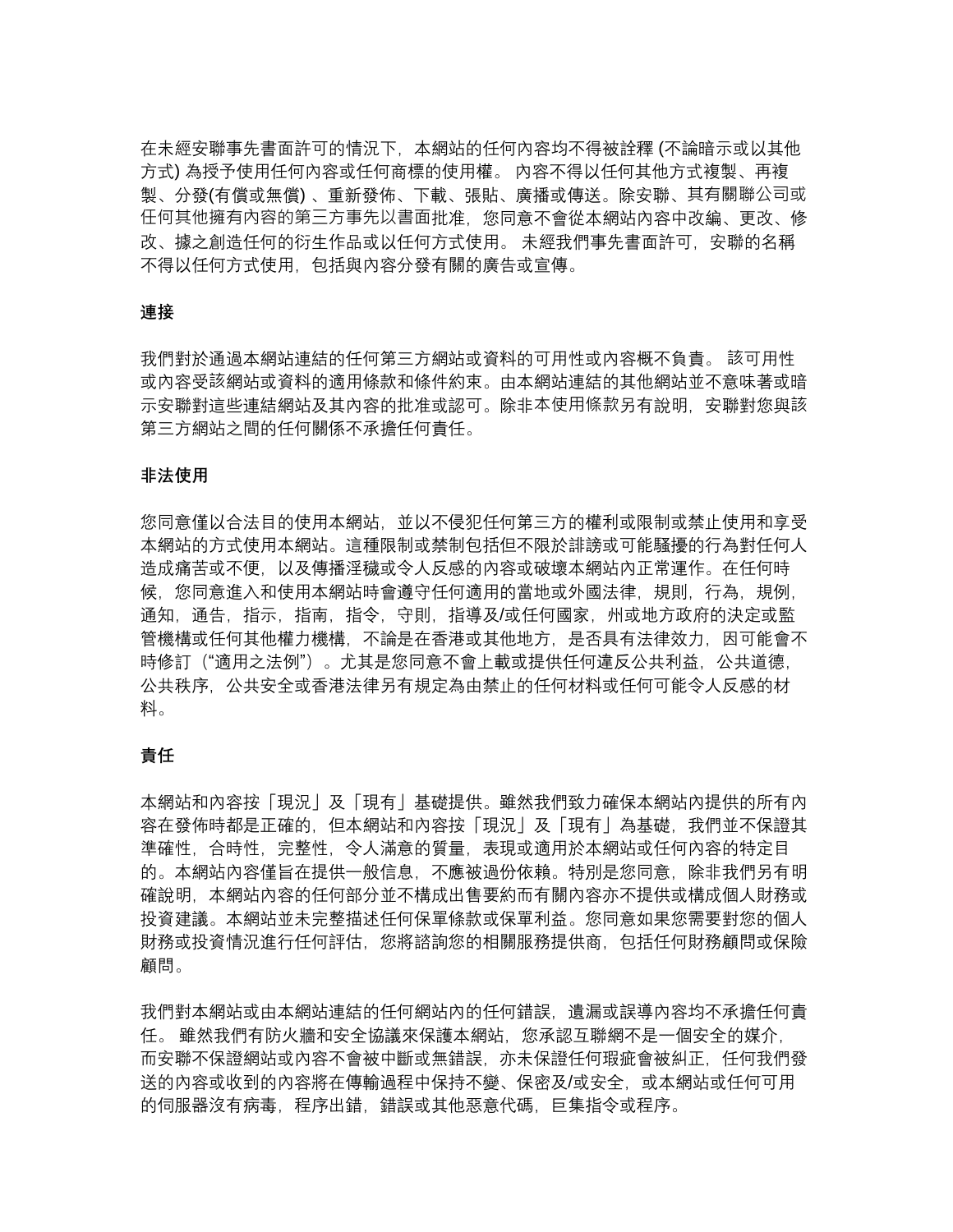在未經安聯事先書面許可的情況下，本網站的任何內容均不得被詮釋 (不論暗示或以其他方式) 為授予使用任何內容或任何商標的使用權。 內容不得以任何其他方式複製、再複製、分發(有償或無償) 、重新發佈、下載、張貼、廣播或傳送。除安聯、其有關聯公司或任何其他擁有內容的第三方事先以書面批准，您同意不會從本網站內容中改編、更改、修改、據之創造任何的衍生作品或以任何方式使用。 未經我們事先書面許可，安聯的名稱不得以任何方式使用，包括與內容分發有關的廣告或宣傳。

**連接**

我們對於通過本網站連結的任何第三方網站或資料的可用性或內容概不負責。 該可用性或內容受該網站或資料的適用條款和條件約束。由本網站連結的其他網站並不意味著或暗示安聯對這些連結網站及其內容的批准或認可。除非本使用條款另有說明，安聯對您與該第三方網站之間的任何關係不承擔任何責任。

**非法使用**

您同意僅以合法目的使用本網站，並以不侵犯任何第三方的權利或限制或禁止使用和享受本網站的方式使用本網站。這種限制或禁制包括但不限於誹謗或可能騷擾的行為對任何人造成痛苦或不便，以及傳播淫穢或令人反感的內容或破壞本網站內正常運作。在任何時候，您同意進入和使用本網站時會遵守任何適用的當地或外國法律，規則，行為，規例，通知，通告，指示，指南，指令，守則，指導及/或任何國家，州或地方政府的決定或監管機構或任何其他權力機構，不論是在香港或其他地方，是否具有法律效力，因可能會不時修訂（“適用之法例”）。尤其是您同意不會上載或提供任何違反公共利益，公共道德，公共秩序，公共安全或香港法律另有規定為由禁止的任何材料或任何可能令人反感的材料。

**責任**

本網站和內容按「現況」及「現有」基礎提供。雖然我們致力確保本網站內提供的所有內容在發佈時都是正確的，但本網站和內容按「現況」及「現有」為基礎，我們並不保證其準確性，合時性，完整性，令人滿意的質量，表現或適用於本網站或任何內容的特定目的。本網站內容僅旨在提供一般信息，不應被過份依賴。特別是您同意，除非我們另有明確說明，本網站內容的任何部分並不構成出售要約而有關內容亦不提供或構成個人財務或投資建議。本網站並未完整描述任何保單條款或保單利益。您同意如果您需要對您的個人財務或投資情況進行任何評估，您將諮詢您的相關服務提供商，包括任何財務顧問或保險顧問。

我們對本網站或由本網站連結的任何網站內的任何錯誤，遺漏或誤導內容均不承擔任何責任。 雖然我們有防火牆和安全協議來保護本網站，您承認互聯網不是一個安全的媒介，而安聯不保證網站或內容不會被中斷或無錯誤，亦未保證任何瑕疵會被糾正，任何我們發送的內容或收到的內容將在傳輸過程中保持不變、保密及/或安全，或本網站或任何可用的伺服器沒有病毒，程序出錯，錯誤或其他惡意代碼，巨集指令或程序。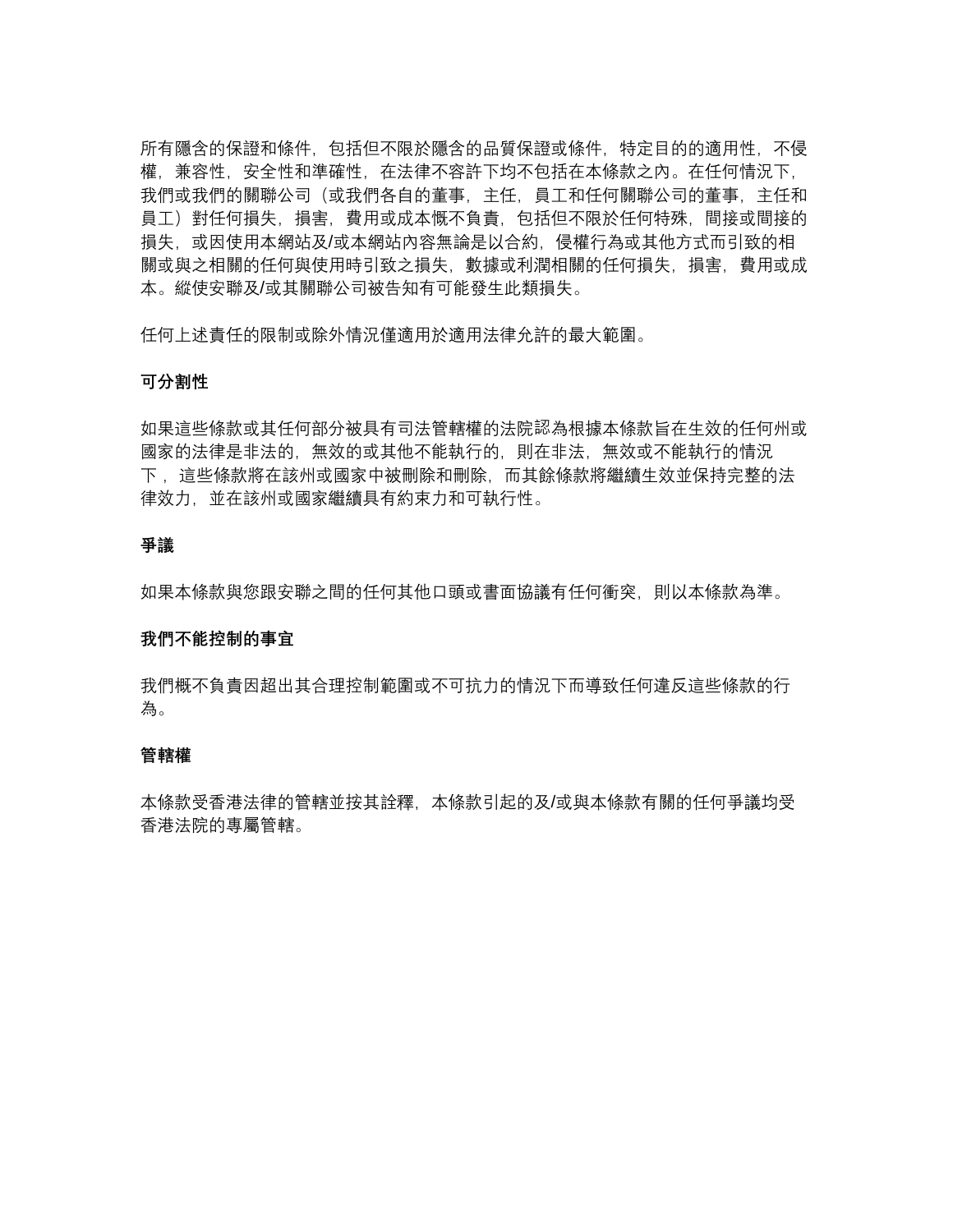所有隱含的保證和條件，包括但不限於隱含的品質保證或條件，特定目的的適用性，不侵權，兼容性，安全性和準確性，在法律不容許下均不包括在本條款之內。在任何情況下，我們或我們的關聯公司（或我們各自的董事，主任，員工和任何關聯公司的董事，主任和員工）對任何損失，損害，費用或成本概不負責，包括但不限於任何特殊，間接或間接的損失，或因使用本網站及/或本網站內容無論是以合約，侵權行為或其他方式而引致的相關或與之相關的任何與使用時引致之損失，數據或利潤相關的任何損失，損害，費用或成本。縱使安聯及/或其關聯公司被告知有可能發生此類損失。

任何上述責任的限制或除外情況僅適用於適用法律允許的最大範圍。

**可分割性**

如果這些條款或其任何部分被具有司法管轄權的法院認為根據本條款旨在生效的任何州或國家的法律是非法的，無效的或其他不能執行的，則在非法，無效或不能執行的情況下， 這些條款將在該州或國家中被刪除和刪除，而其餘條款將繼續生效並保持完整的法律效力，並在該州或國家繼續具有約束力和可執行性。

**爭議**

如果本條款與您跟安聯之間的任何其他口頭或書面協議有任何衝突，則以本條款為準。

**我們不能控制的事宜**

我們概不負責因超出其合理控制範圍或不可抗力的情況下而導致任何違反這些條款的行為。

**管轄權**

本條款受香港法律的管轄並按其詮釋，本條款引起的及/或與本條款有關的任何爭議均受香港法院的專屬管轄。